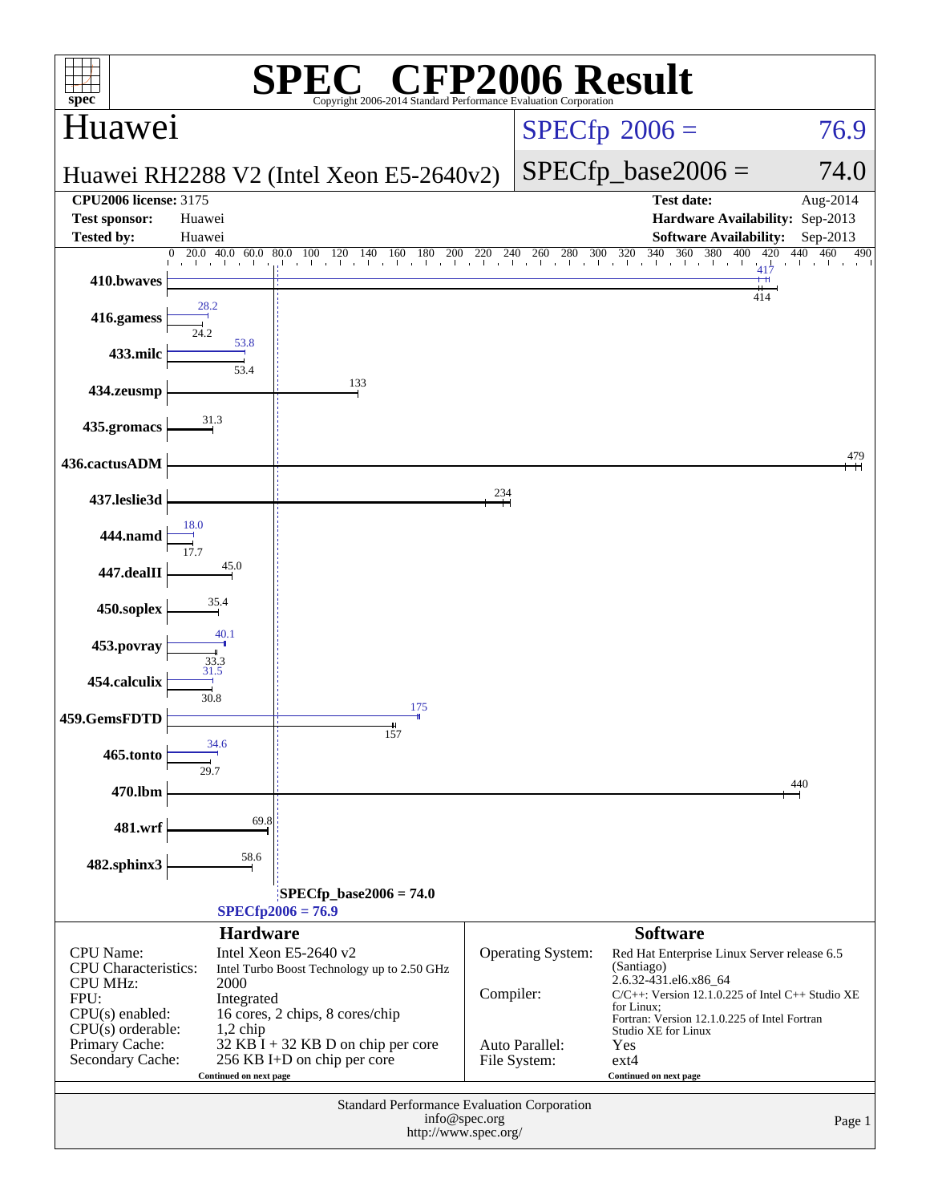# SPEC CFP2006 Result

Copyright 2006-2014 Standard Performance Evaluation Corporation

## Huawei

**Huawei RH2288 V2 (Intel Xeon E5-2640v2)**

SPECfp 2006 = 76.9

SPECfp_base2006 = 74.0

| | | | |
|---|---|---|---|
| **CPU2006 license:** 3175 | | **Test date:** | Aug-2014 |
| **Test sponsor:** | Huawei | **Hardware Availability:** | Sep-2013 |
| **Tested by:** | Huawei | **Software Availability:** | Sep-2013 |

| Benchmark | Peak | Base |
|---|---|---|
| 410.bwaves | 417 | 414 |
| 416.gamess | 28.2 | 24.2 |
| 433.milc | 53.8 | 53.4 |
| 434.zeusmp | | 133 |
| 435.gromacs | | 31.3 |
| 436.cactusADM | | 479 |
| 437.leslie3d | | 234 |
| 444.namd | 18.0 | 17.7 |
| 447.dealII | | 45.0 |
| 450.soplex | | 35.4 |
| 453.povray | 40.1 | 33.3 |
| 454.calculix | 31.5 | 30.8 |
| 459.GemsFDTD | 175 | 157 |
| 465.tonto | 34.6 | 29.7 |
| 470.lbm | | 440 |
| 481.wrf | | 69.8 |
| 482.sphinx3 | | 58.6 |

SPECfp_base2006 = 74.0

SPECfp2006 = 76.9

### Hardware

| | |
|---|---|
| CPU Name: | Intel Xeon E5-2640 v2 |
| CPU Characteristics: | Intel Turbo Boost Technology up to 2.50 GHz |
| CPU MHz: | 2000 |
| FPU: | Integrated |
| CPU(s) enabled: | 16 cores, 2 chips, 8 cores/chip |
| CPU(s) orderable: | 1,2 chip |
| Primary Cache: | 32 KB I + 32 KB D on chip per core |
| Secondary Cache: | 256 KB I+D on chip per core |

Continued on next page

### Software

| | |
|---|---|
| Operating System: | Red Hat Enterprise Linux Server release 6.5 (Santiago) 2.6.32-431.el6.x86_64 |
| Compiler: | C/C++: Version 12.1.0.225 of Intel C++ Studio XE for Linux; Fortran: Version 12.1.0.225 of Intel Fortran Studio XE for Linux |
| Auto Parallel: | Yes |
| File System: | ext4 |

Continued on next page

Standard Performance Evaluation Corporation
info@spec.org
http://www.spec.org/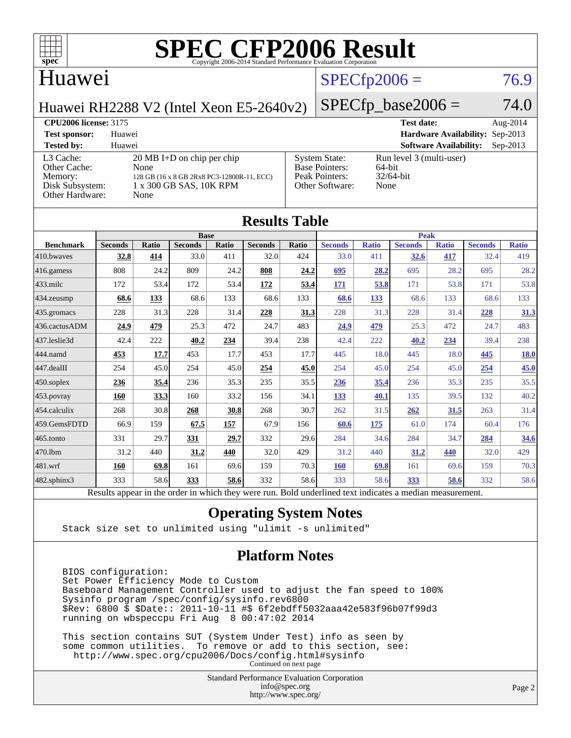# SPEC CFP2006 Result

Copyright 2006-2014 Standard Performance Evaluation Corporation

## Huawei

Huawei RH2288 V2 (Intel Xeon E5-2640v2)

SPECfp2006 = 76.9

SPECfp_base2006 = 74.0

**CPU2006 license:** 3175 | **Test date:** Aug-2014
**Test sponsor:** Huawei | **Hardware Availability:** Sep-2013
**Tested by:** Huawei | **Software Availability:** Sep-2013

| | |
|---|---|
| L3 Cache: | 20 MB I+D on chip per chip |
| Other Cache: | None |
| Memory: | 128 GB (16 x 8 GB 2Rx8 PC3-12800R-11, ECC) |
| Disk Subsystem: | 1 x 300 GB SAS, 10K RPM |
| Other Hardware: | None |

| | |
|---|---|
| System State: | Run level 3 (multi-user) |
| Base Pointers: | 64-bit |
| Peak Pointers: | 32/64-bit |
| Other Software: | None |

## Results Table

| | Base | | | | | | Peak | | | | | |
|---|---|---|---|---|---|---|---|---|---|---|---|---|
| **Benchmark** | **Seconds** | **Ratio** | **Seconds** | **Ratio** | **Seconds** | **Ratio** | **Seconds** | **Ratio** | **Seconds** | **Ratio** | **Seconds** | **Ratio** |
| 410.bwaves | **32.8** | **414** | 33.0 | 411 | 32.0 | 424 | 33.0 | 411 | **32.6** | **417** | 32.4 | 419 |
| 416.gamess | 808 | 24.2 | 809 | 24.2 | **808** | **24.2** | **695** | **28.2** | 695 | 28.2 | 695 | 28.2 |
| 433.milc | 172 | 53.4 | 172 | 53.4 | **172** | **53.4** | **171** | **53.8** | 171 | 53.8 | 171 | 53.8 |
| 434.zeusmp | **68.6** | **133** | 68.6 | 133 | 68.6 | 133 | **68.6** | **133** | 68.6 | 133 | 68.6 | 133 |
| 435.gromacs | 228 | 31.3 | 228 | 31.4 | **228** | **31.3** | 228 | 31.3 | 228 | 31.4 | **228** | **31.3** |
| 436.cactusADM | **24.9** | **479** | 25.3 | 472 | 24.7 | 483 | **24.9** | **479** | 25.3 | 472 | 24.7 | 483 |
| 437.leslie3d | 42.4 | 222 | **40.2** | **234** | 39.4 | 238 | 42.4 | 222 | **40.2** | **234** | 39.4 | 238 |
| 444.namd | **453** | **17.7** | 453 | 17.7 | 453 | 17.7 | 445 | 18.0 | 445 | 18.0 | **445** | **18.0** |
| 447.dealII | 254 | 45.0 | 254 | 45.0 | **254** | **45.0** | 254 | 45.0 | 254 | 45.0 | **254** | **45.0** |
| 450.soplex | **236** | **35.4** | 236 | 35.3 | 235 | 35.5 | **236** | **35.4** | 236 | 35.3 | 235 | 35.5 |
| 453.povray | **160** | **33.3** | 160 | 33.2 | 156 | 34.1 | **133** | **40.1** | 135 | 39.5 | 132 | 40.2 |
| 454.calculix | 268 | 30.8 | **268** | **30.8** | 268 | 30.7 | 262 | 31.5 | **262** | **31.5** | 263 | 31.4 |
| 459.GemsFDTD | 66.9 | 159 | **67.5** | **157** | 67.9 | 156 | **60.6** | **175** | 61.0 | 174 | 60.4 | 176 |
| 465.tonto | 331 | 29.7 | **331** | **29.7** | 332 | 29.6 | 284 | 34.6 | 284 | 34.7 | **284** | **34.6** |
| 470.lbm | 31.2 | 440 | **31.2** | **440** | 32.0 | 429 | 31.2 | 440 | **31.2** | **440** | 32.0 | 429 |
| 481.wrf | **160** | **69.8** | 161 | 69.6 | 159 | 70.3 | **160** | **69.8** | 161 | 69.6 | 159 | 70.3 |
| 482.sphinx3 | 333 | 58.6 | **333** | **58.6** | 332 | 58.6 | 333 | 58.6 | **333** | **58.6** | 332 | 58.6 |

Results appear in the order in which they were run. Bold underlined text indicates a median measurement.

## Operating System Notes

```
Stack size set to unlimited using "ulimit -s unlimited"
```

## Platform Notes

```
BIOS configuration:
Set Power Efficiency Mode to Custom
Baseboard Management Controller used to adjust the fan speed to 100%
Sysinfo program /spec/config/sysinfo.rev6800
$Rev: 6800 $ $Date:: 2011-10-11 #$ 6f2ebdff5032aaa42e583f96b07f99d3
running on wbspeccpu Fri Aug  8 00:47:02 2014

This section contains SUT (System Under Test) info as seen by
some common utilities.  To remove or add to this section, see:
  http://www.spec.org/cpu2006/Docs/config.html#sysinfo
```

Continued on next page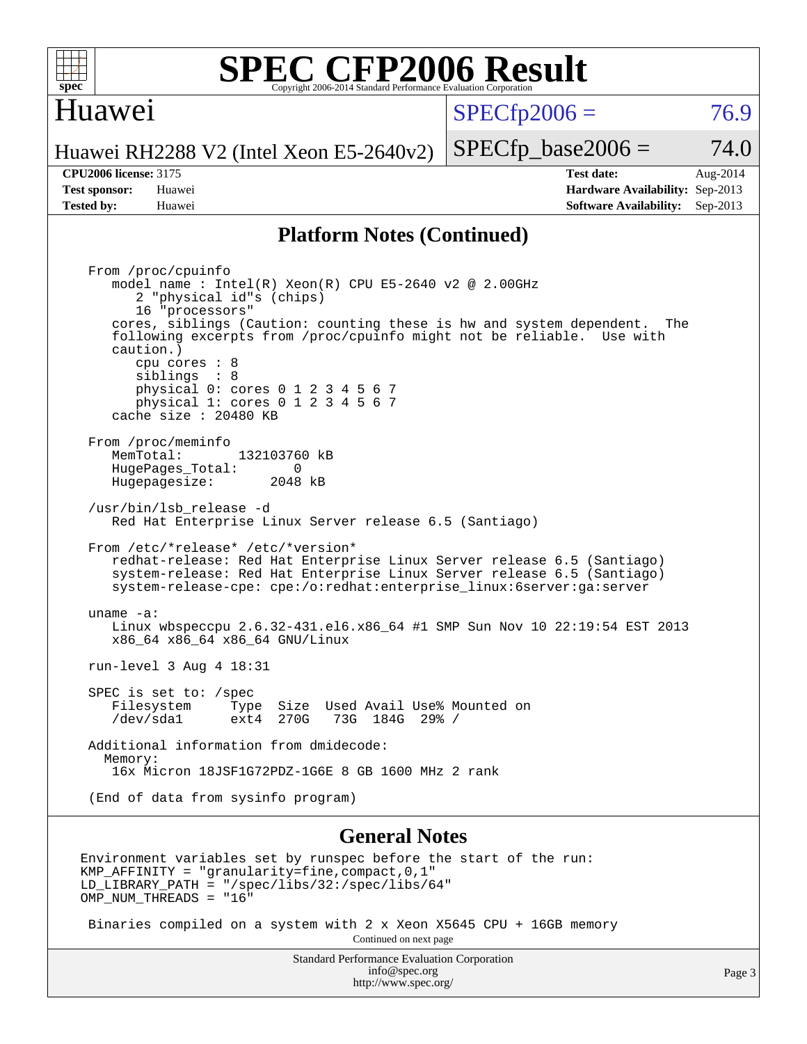## Platform Notes (Continued)

```
From /proc/cpuinfo
   model name : Intel(R) Xeon(R) CPU E5-2640 v2 @ 2.00GHz
      2 "physical id"s (chips)
      16 "processors"
   cores, siblings (Caution: counting these is hw and system dependent.  The
   following excerpts from /proc/cpuinfo might not be reliable.  Use with
   caution.)
      cpu cores : 8
      siblings  : 8
      physical 0: cores 0 1 2 3 4 5 6 7
      physical 1: cores 0 1 2 3 4 5 6 7
   cache size : 20480 KB

From /proc/meminfo
   MemTotal:       132103760 kB
   HugePages_Total:       0
   Hugepagesize:       2048 kB

/usr/bin/lsb_release -d
   Red Hat Enterprise Linux Server release 6.5 (Santiago)

From /etc/*release* /etc/*version*
   redhat-release: Red Hat Enterprise Linux Server release 6.5 (Santiago)
   system-release: Red Hat Enterprise Linux Server release 6.5 (Santiago)
   system-release-cpe: cpe:/o:redhat:enterprise_linux:6server:ga:server

uname -a:
   Linux wbspeccpu 2.6.32-431.el6.x86_64 #1 SMP Sun Nov 10 22:19:54 EST 2013
   x86_64 x86_64 x86_64 GNU/Linux

run-level 3 Aug 4 18:31

SPEC is set to: /spec
   Filesystem     Type  Size  Used Avail Use% Mounted on
   /dev/sda1      ext4  270G   73G  184G  29% /

Additional information from dmidecode:
  Memory:
   16x Micron 18JSF1G72PDZ-1G6E 8 GB 1600 MHz 2 rank

(End of data from sysinfo program)
```

## General Notes

```
Environment variables set by runspec before the start of the run:
KMP_AFFINITY = "granularity=fine,compact,0,1"
LD_LIBRARY_PATH = "/spec/libs/32:/spec/libs/64"
OMP_NUM_THREADS = "16"

 Binaries compiled on a system with 2 x Xeon X5645 CPU + 16GB memory
```

Continued on next page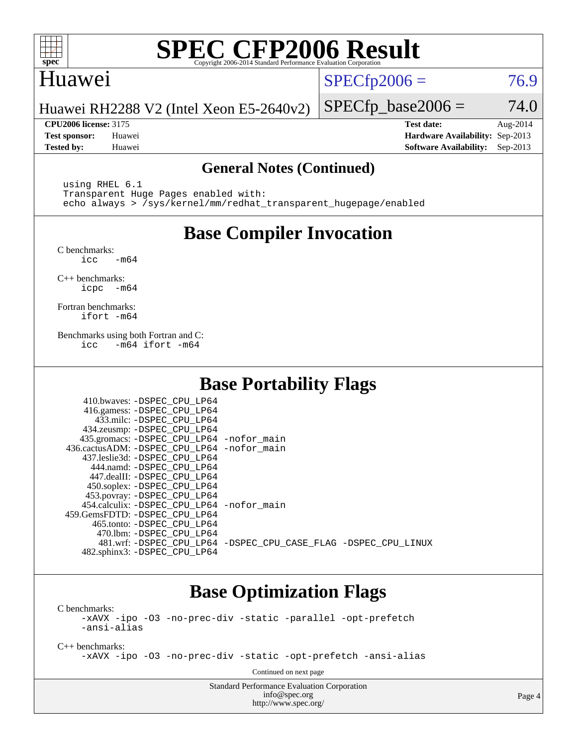# SPEC CFP2006 Result

Copyright 2006-2014 Standard Performance Evaluation Corporation

## Huawei

Huawei RH2288 V2 (Intel Xeon E5-2640v2)

SPECfp2006 = 76.9

SPECfp_base2006 = 74.0

**CPU2006 license:** 3175
**Test sponsor:** Huawei
**Tested by:** Huawei

**Test date:** Aug-2014
**Hardware Availability:** Sep-2013
**Software Availability:** Sep-2013

### General Notes (Continued)

```
using RHEL 6.1
Transparent Huge Pages enabled with:
echo always > /sys/kernel/mm/redhat_transparent_hugepage/enabled
```

## Base Compiler Invocation

C benchmarks:
```
icc   -m64
```

C++ benchmarks:
```
icpc  -m64
```

Fortran benchmarks:
```
ifort -m64
```

Benchmarks using both Fortran and C:
```
icc   -m64 ifort -m64
```

## Base Portability Flags

```
    410.bwaves: -DSPEC_CPU_LP64
    416.gamess: -DSPEC_CPU_LP64
      433.milc: -DSPEC_CPU_LP64
    434.zeusmp: -DSPEC_CPU_LP64
   435.gromacs: -DSPEC_CPU_LP64 -nofor_main
 436.cactusADM: -DSPEC_CPU_LP64 -nofor_main
   437.leslie3d: -DSPEC_CPU_LP64
      444.namd: -DSPEC_CPU_LP64
     447.dealII: -DSPEC_CPU_LP64
    450.soplex: -DSPEC_CPU_LP64
    453.povray: -DSPEC_CPU_LP64
  454.calculix: -DSPEC_CPU_LP64 -nofor_main
 459.GemsFDTD: -DSPEC_CPU_LP64
     465.tonto: -DSPEC_CPU_LP64
       470.lbm: -DSPEC_CPU_LP64
       481.wrf: -DSPEC_CPU_LP64 -DSPEC_CPU_CASE_FLAG -DSPEC_CPU_LINUX
   482.sphinx3: -DSPEC_CPU_LP64
```

## Base Optimization Flags

C benchmarks:
```
-xAVX -ipo -O3 -no-prec-div -static -parallel -opt-prefetch
-ansi-alias
```

C++ benchmarks:
```
-xAVX -ipo -O3 -no-prec-div -static -opt-prefetch -ansi-alias
```

Continued on next page

Standard Performance Evaluation Corporation
info@spec.org
http://www.spec.org/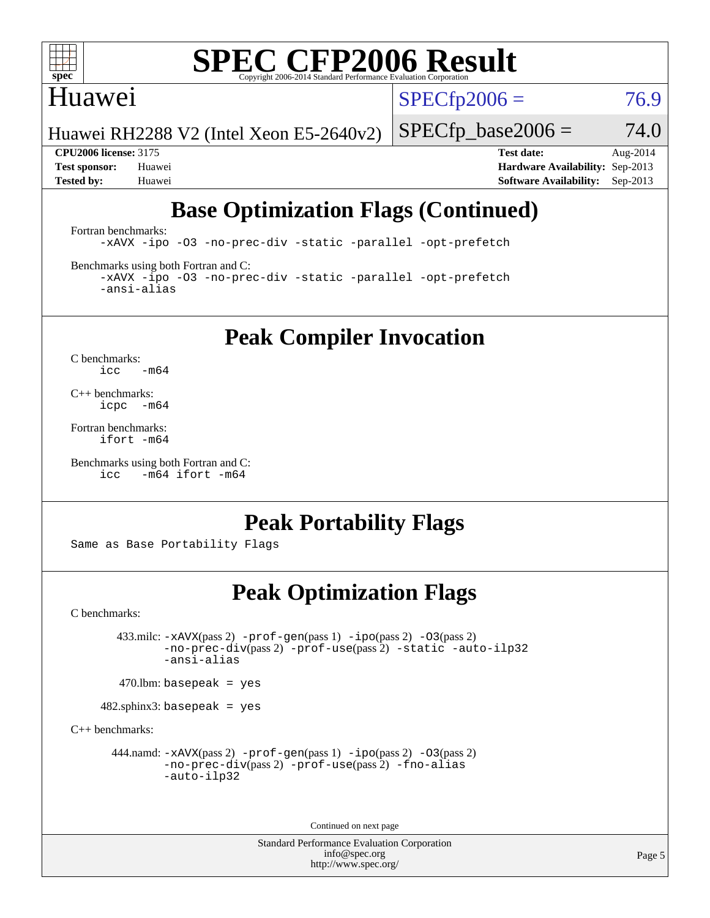# Base Optimization Flags (Continued)

Fortran benchmarks:

```
-xAVX -ipo -O3 -no-prec-div -static -parallel -opt-prefetch
```

Benchmarks using both Fortran and C:

```
-xAVX -ipo -O3 -no-prec-div -static -parallel -opt-prefetch
-ansi-alias
```

# Peak Compiler Invocation

C benchmarks:

```
icc   -m64
```

C++ benchmarks:

```
icpc  -m64
```

Fortran benchmarks:

```
ifort -m64
```

Benchmarks using both Fortran and C:

```
icc   -m64 ifort -m64
```

# Peak Portability Flags

Same as Base Portability Flags

# Peak Optimization Flags

C benchmarks:

433.milc: `-xAVX`(pass 2) `-prof-gen`(pass 1) `-ipo`(pass 2) `-O3`(pass 2) `-no-prec-div`(pass 2) `-prof-use`(pass 2) `-static` `-auto-ilp32` `-ansi-alias`

470.lbm: `basepeak = yes`

482.sphinx3: `basepeak = yes`

C++ benchmarks:

444.namd: `-xAVX`(pass 2) `-prof-gen`(pass 1) `-ipo`(pass 2) `-O3`(pass 2) `-no-prec-div`(pass 2) `-prof-use`(pass 2) `-fno-alias` `-auto-ilp32`

Continued on next page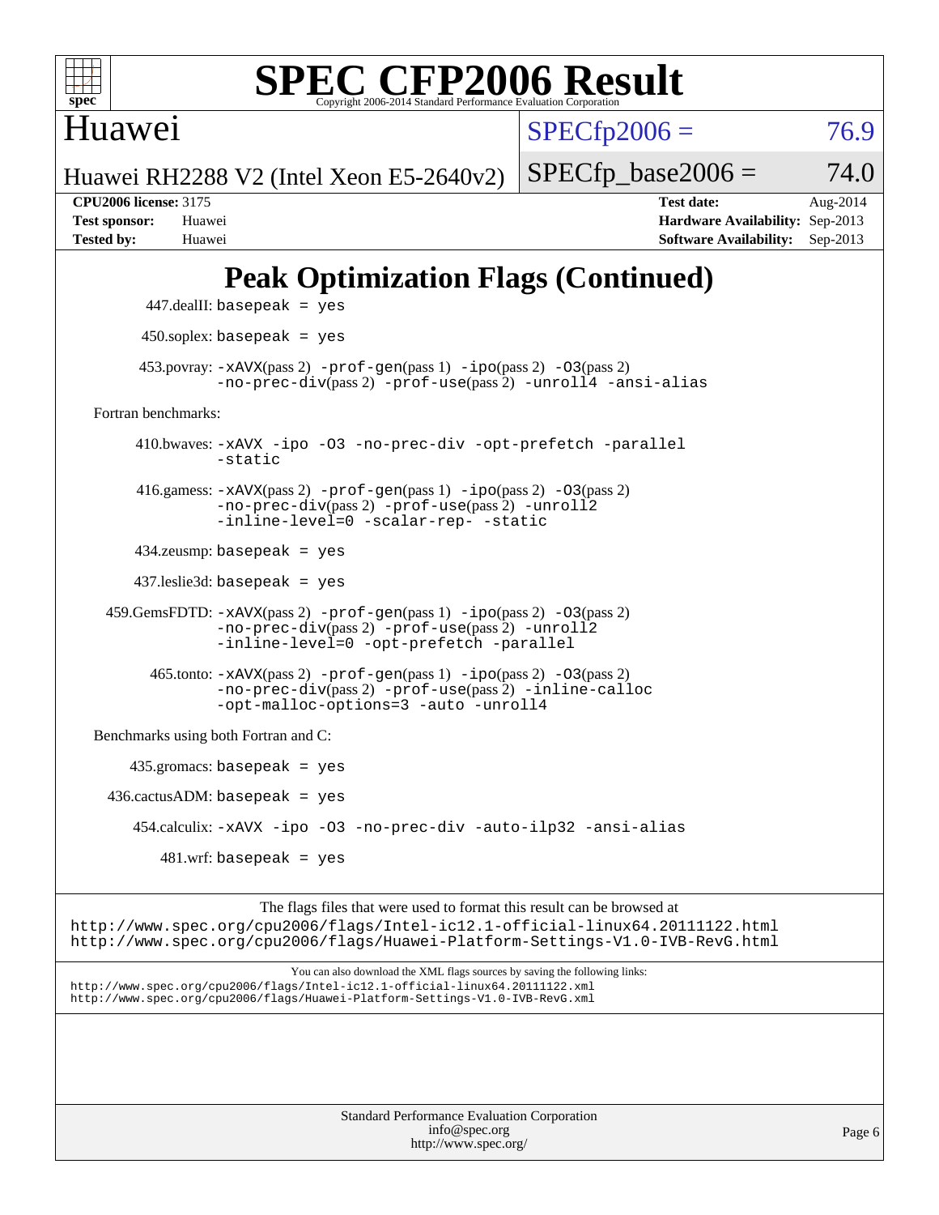# SPEC CFP2006 Result

Copyright 2006-2014 Standard Performance Evaluation Corporation

Huawei

Huawei RH2288 V2 (Intel Xeon E5-2640v2)

SPECfp2006 = 76.9

SPECfp_base2006 = 74.0

**CPU2006 license:** 3175
**Test sponsor:** Huawei
**Tested by:** Huawei

**Test date:** Aug-2014
**Hardware Availability:** Sep-2013
**Software Availability:** Sep-2013

## Peak Optimization Flags (Continued)

447.dealII: basepeak = yes

450.soplex: basepeak = yes

453.povray: -xAVX(pass 2) -prof-gen(pass 1) -ipo(pass 2) -O3(pass 2) -no-prec-div(pass 2) -prof-use(pass 2) -unroll4 -ansi-alias

Fortran benchmarks:

410.bwaves: -xAVX -ipo -O3 -no-prec-div -opt-prefetch -parallel -static

416.gamess: -xAVX(pass 2) -prof-gen(pass 1) -ipo(pass 2) -O3(pass 2) -no-prec-div(pass 2) -prof-use(pass 2) -unroll2 -inline-level=0 -scalar-rep- -static

434.zeusmp: basepeak = yes

437.leslie3d: basepeak = yes

459.GemsFDTD: -xAVX(pass 2) -prof-gen(pass 1) -ipo(pass 2) -O3(pass 2) -no-prec-div(pass 2) -prof-use(pass 2) -unroll2 -inline-level=0 -opt-prefetch -parallel

465.tonto: -xAVX(pass 2) -prof-gen(pass 1) -ipo(pass 2) -O3(pass 2) -no-prec-div(pass 2) -prof-use(pass 2) -inline-calloc -opt-malloc-options=3 -auto -unroll4

Benchmarks using both Fortran and C:

435.gromacs: basepeak = yes

436.cactusADM: basepeak = yes

454.calculix: -xAVX -ipo -O3 -no-prec-div -auto-ilp32 -ansi-alias

481.wrf: basepeak = yes

The flags files that were used to format this result can be browsed at
http://www.spec.org/cpu2006/flags/Intel-ic12.1-official-linux64.20111122.html
http://www.spec.org/cpu2006/flags/Huawei-Platform-Settings-V1.0-IVB-RevG.html

You can also download the XML flags sources by saving the following links:
http://www.spec.org/cpu2006/flags/Intel-ic12.1-official-linux64.20111122.xml
http://www.spec.org/cpu2006/flags/Huawei-Platform-Settings-V1.0-IVB-RevG.xml

Standard Performance Evaluation Corporation
info@spec.org
http://www.spec.org/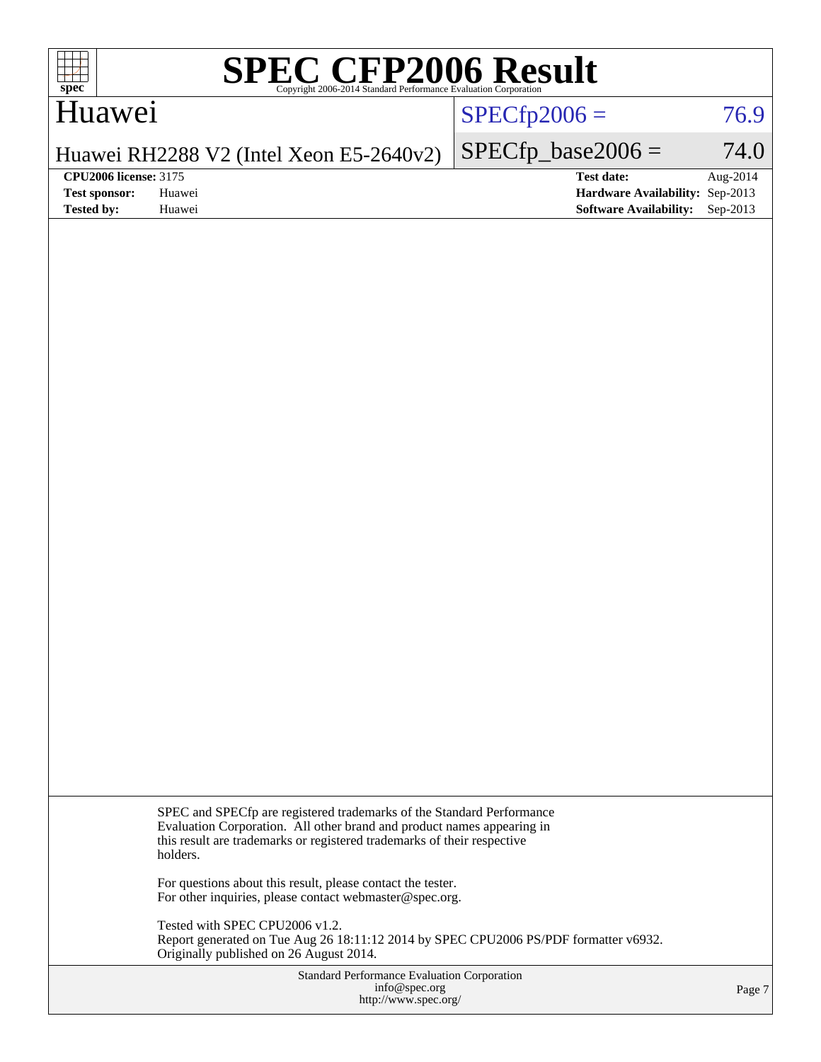# SPEC CFP2006 Result

Copyright 2006-2014 Standard Performance Evaluation Corporation

**Huawei**

Huawei RH2288 V2 (Intel Xeon E5-2640v2)

SPECfp2006 = 76.9

SPECfp_base2006 = 74.0

**CPU2006 license:** 3175
**Test sponsor:** Huawei
**Tested by:** Huawei

**Test date:** Aug-2014
**Hardware Availability:** Sep-2013
**Software Availability:** Sep-2013

SPEC and SPECfp are registered trademarks of the Standard Performance Evaluation Corporation. All other brand and product names appearing in this result are trademarks or registered trademarks of their respective holders.

For questions about this result, please contact the tester.
For other inquiries, please contact webmaster@spec.org.

Tested with SPEC CPU2006 v1.2.
Report generated on Tue Aug 26 18:11:12 2014 by SPEC CPU2006 PS/PDF formatter v6932.
Originally published on 26 August 2014.

Standard Performance Evaluation Corporation
info@spec.org
http://www.spec.org/